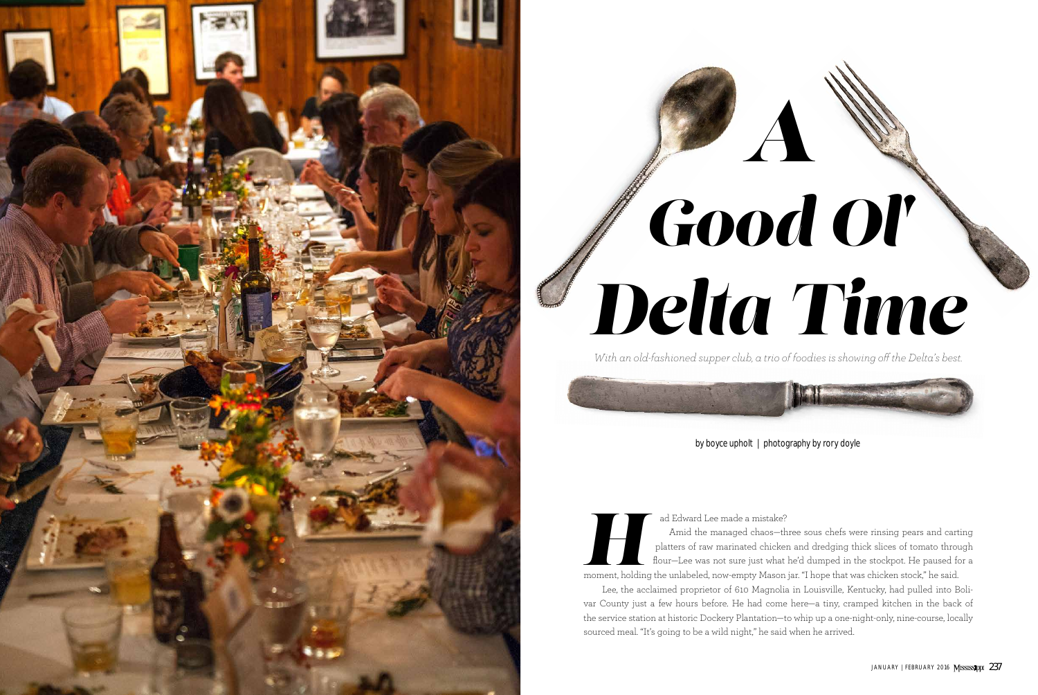# A Good Ol' Delta Time

*With an old-fashioned supper club, a trio of foodies is showing off the Delta's best.*

by boyce upholt | photography by rory doyle

Had Edward Lee made a mistake?

Amid the managed chaos—three sous chefs were rinsing pears and carting platters of raw marinated chicken and dredging thick slices of tomato through flour—Lee was not sure just what he'd dumped in the stockpot. He paused for a moment, holding the unlabeled, now-empty Mason jar. "I hope that was chicken stock," he said.

Lee, the acclaimed proprietor of 610 Magnolia in Louisville, Kentucky, had pulled into Bolivar County just a few hours before. He had come here—a tiny, cramped kitchen in the back of the service station at historic Dockery Plantation—to whip up a one-night-only, nine-course, locally sourced meal. "It's going to be a wild night," he said when he arrived.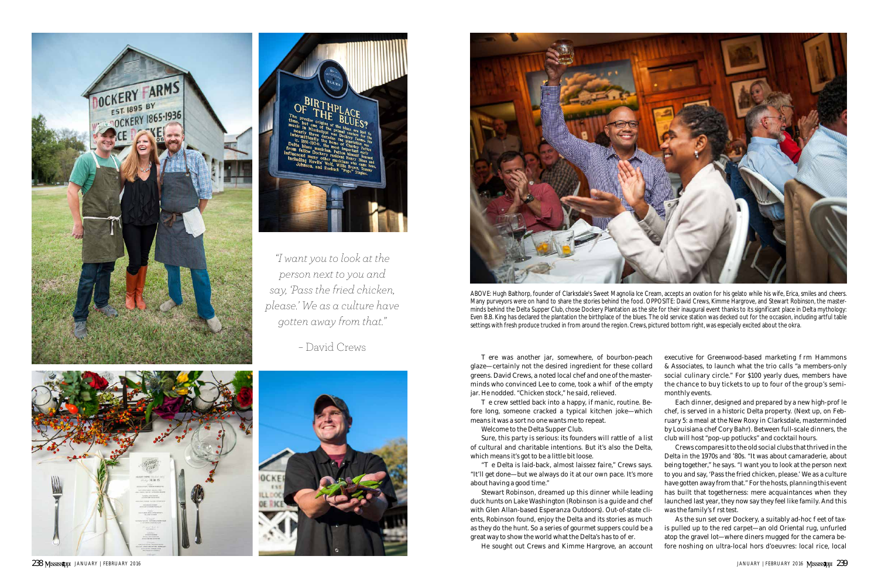*"I want you to look at the person next to you and say, 'Pass the fried chicken, please.' We as a culture have gotten away from that."*

*– David Crews*

ABOVE: Hugh Balthorp, founder of Clarksdale's Sweet Magnolia Ice Cream, accepts an ovation for his gelato while his wife, Erica, smiles and cheers. Many purveyors were on hand to share the stories behind the food. OPPOSITE: David Crews, Kimme Hargrove, and Stewart Robinson, the masterminds behind the Delta Supper Club, chose Dockery Plantation as the site for their inaugural event thanks to its significant place in Delta mythology: Even B.B. King has declared the plantation the birthplace of the blues. The old service station was decked out for the occasion, including artful table settings with fresh produce trucked in from around the region. Crews, pictured bottom right, was especially excited about the okra.

T ere was another jar, somewhere, of bourbon-peach glaze—certainly not the desired ingredient for these collard greens. David Crews, a noted local chef and one of the masterminds who convinced Lee to come, took a whif of the empty jar. He nodded. "Chicken stock," he said, relieved.

T e crew settled back into a happy, if manic, routine. Before long, someone cracked a typical kitchen joke—which means it was a sort no one wants me to repeat.

Welcome to the Delta Supper Club.

Sure, this party is serious: its founders will rattle of a list of cultural and charitable intentions. But it's also the Delta, which means it's got to be a little bit loose.

"T e Delta is laid-back, almost laissez faire," Crews says. "It'll get done—but we always do it at our own pace. It's more about having a good time."

Stewart Robinson, dreamed up this dinner while leading duck hunts on Lake Washington (Robinson is a guide and chef with Glen Allan-based Esperanza Outdoors). Out-of-state clients, Robinson found, enjoy the Delta and its stories as much as they do the hunt. So a series of gourmet suppers could be a great way to show the world what the Delta's has to of er.

He sought out Crews and Kimme Hargrove, an account executive for Greenwood-based marketing f rm Hammons & Associates, to launch what the trio calls "a members-only social culinary circle." For $100 yearly dues, members have the chance to buy tickets to up to four of the group's semi-monthly events.

Each dinner, designed and prepared by a new high-prof le chef, is served in a historic Delta property. (Next up, on February 5: a meal at the New Roxy in Clarksdale, masterminded by Louisiana chef Cory Bahr). Between full-scale dinners, the club will host "pop-up potlucks" and cocktail hours.

Crews compares it to the old social clubs that thrived in the Delta in the 1970s and '80s. "It was about camaraderie, about being together," he says. "I want you to look at the person next to you and say, 'Pass the fried chicken, please.' We as a culture have gotten away from that." For the hosts, planning this event has built that togetherness: mere acquaintances when they launched last year, they now say they feel like family. And this was the family's f rst test.

As the sun set over Dockery, a suitably ad-hoc f eet of taxis pulled up to the red carpet—an old Oriental rug, unfurled atop the gravel lot—where diners mugged for the camera before noshing on ultra-local hors d'oeuvres: local rice, local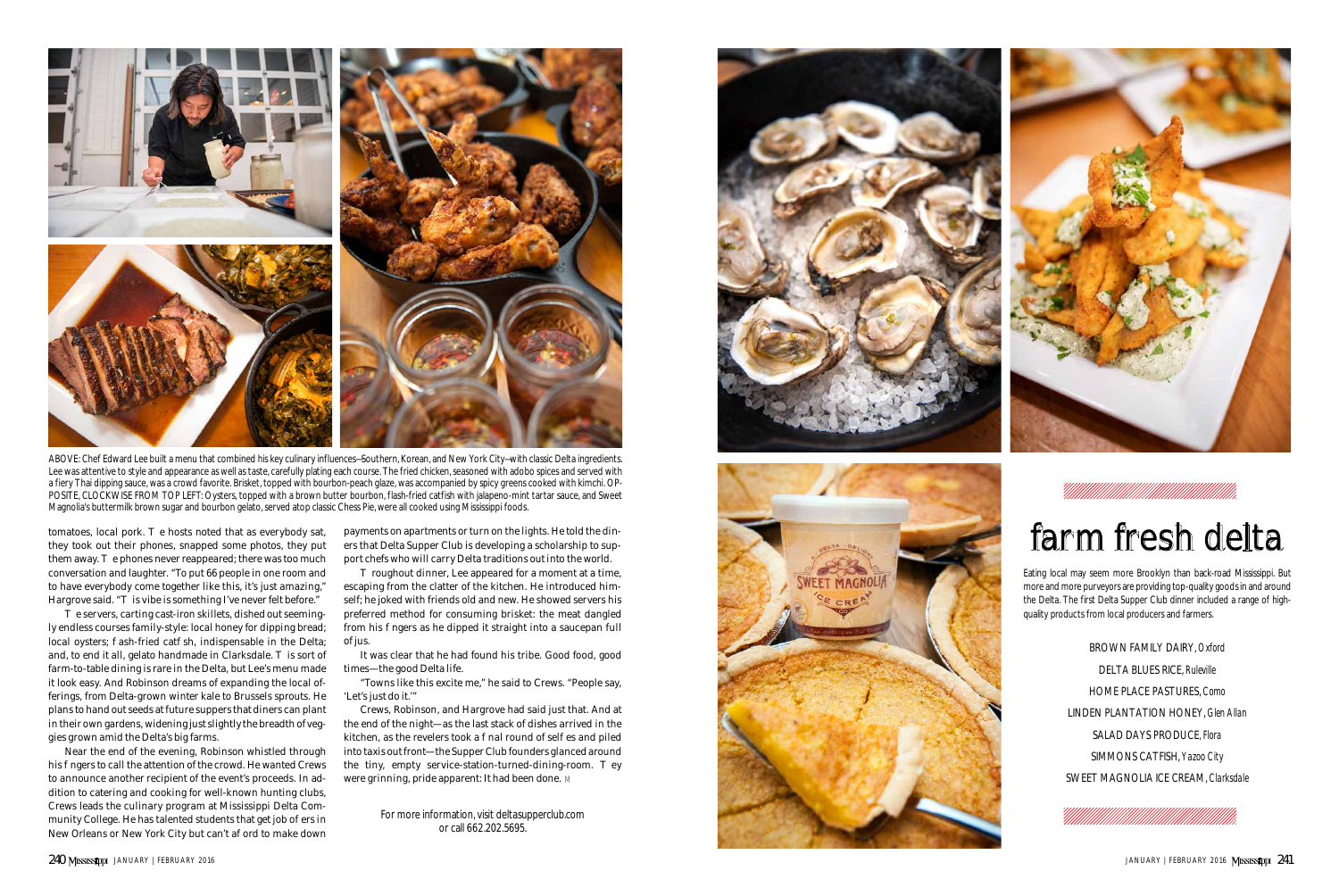ABOVE: Chef Edward Lee built a menu that combined his key culinary influences—Southern, Korean, and New York City—with classic Delta ingredients. Lee was attentive to style and appearance as well as taste, carefully plating each course. The fried chicken, seasoned with adobo spices and served with a fiery Thai dipping sauce, was a crowd favorite. Brisket, topped with bourbon-peach glaze, was accompanied by spicy greens cooked with kimchi. OPPOSITE, CLOCKWISE FROM TOP LEFT: Oysters, topped with a brown butter bourbon, flash-fried catfish with jalapeno-mint tartar sauce, and Sweet Magnolia's buttermilk brown sugar and bourbon gelato, served atop classic Chess Pie, were all cooked using Mississippi foods.

tomatoes, local pork. The hosts noted that as everybody sat, they took out their phones, snapped some photos, they put them away. The phones never reappeared; there was too much conversation and laughter. "To put 66 people in one room and to have everybody come together like this, it's just amazing," Hargrove said. "This vibe is something I've never felt before."

The servers, carting cast-iron skillets, dished out seemingly endless courses family-style: local honey for dipping bread; local oysters; flash-fried catfish, indispensable in the Delta; and, to end it all, gelato handmade in Clarksdale. This sort of farm-to-table dining is rare in the Delta, but Lee's menu made it look easy. And Robinson dreams of expanding the local offerings, from Delta-grown winter kale to Brussels sprouts. He plans to hand out seeds at future suppers that diners can plant in their own gardens, widening just slightly the breadth of veggies grown amid the Delta's big farms.

Near the end of the evening, Robinson whistled through his fingers to call the attention of the crowd. He wanted Crews to announce another recipient of the event's proceeds. In addition to catering and cooking for well-known hunting clubs, Crews leads the culinary program at Mississippi Delta Community College. He has talented students that get job offers in New Orleans or New York City but can't afford to make down payments on apartments or turn on the lights. He told the diners that Delta Supper Club is developing a scholarship to support chefs who will carry Delta traditions out into the world.

Throughout dinner, Lee appeared for a moment at a time, escaping from the clatter of the kitchen. He introduced himself; he joked with friends old and new. He showed servers his preferred method for consuming brisket: the meat dangled from his fingers as he dipped it straight into a saucepan full of jus.

It was clear that he had found his tribe. Good food, good times—the good Delta life.

"Towns like this excite me," he said to Crews. "People say, 'Let's just do it.'"

Crews, Robinson, and Hargrove had said just that. And at the end of the night—as the last stack of dishes arrived in the kitchen, as the revelers took a final round of selfies and piled into taxis out front—the Supper Club founders glanced around the tiny, empty service-station-turned-dining-room. They were grinning, pride apparent: It had been done. M

For more information, visit deltasupperclub.com or call 662.202.5695.

# farm fresh delta

Eating local may seem more Brooklyn than back-road Mississippi. But more and more purveyors are providing top-quality goods in and around the Delta. The first Delta Supper Club dinner included a range of high-quality products from local producers and farmers.

BROWN FAMILY DAIRY, *Oxford*

DELTA BLUES RICE, *Ruleville*

HOME PLACE PASTURES, *Como*

LINDEN PLANTATION HONEY, *Glen Allan*

SALAD DAYS PRODUCE, *Flora*

SIMMONS CATFISH, *Yazoo City*

SWEET MAGNOLIA ICE CREAM, *Clarksdale*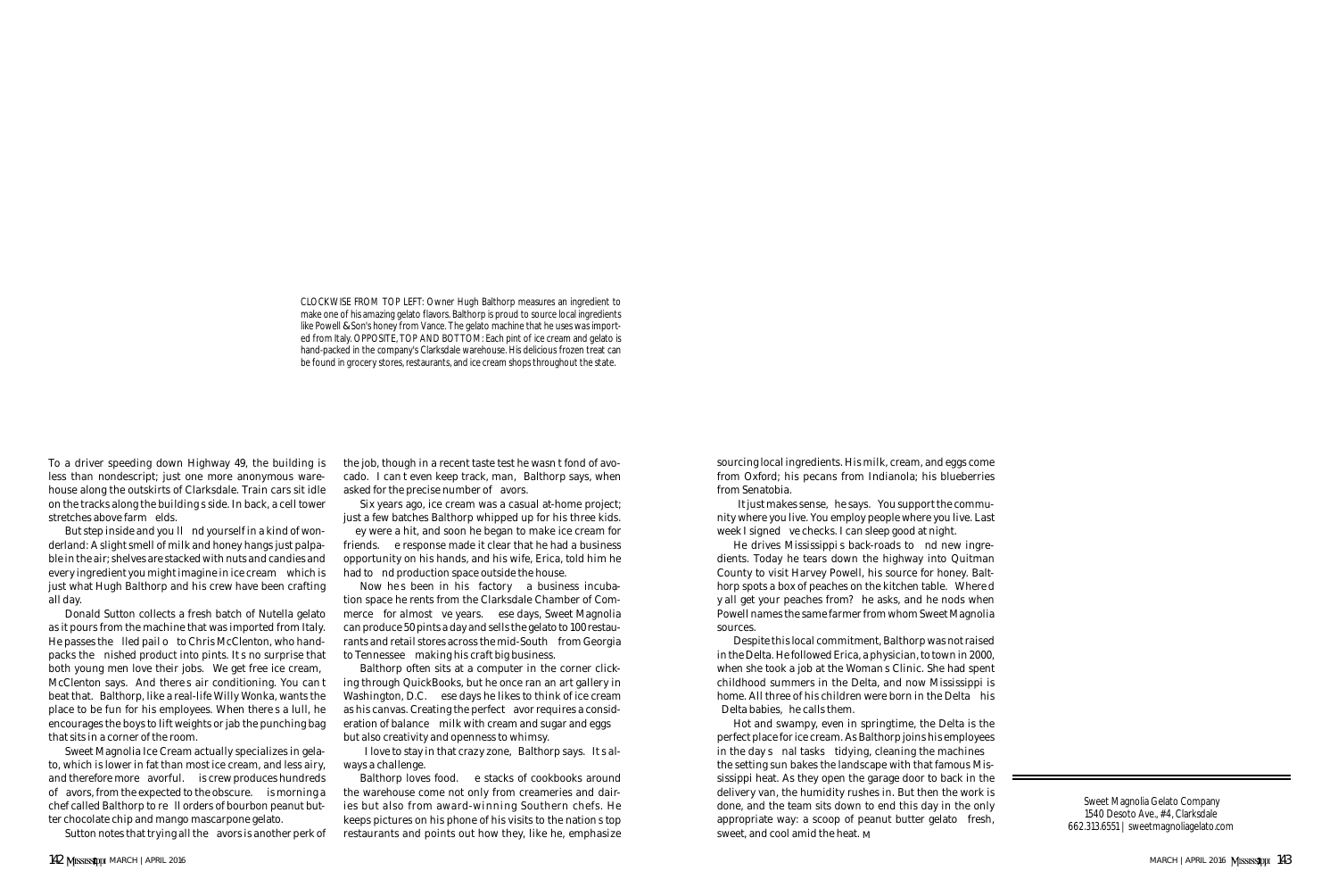CLOCKWISE FROM TOP LEFT: Owner Hugh Balthorp measures an ingredient to make one of his amazing gelato flavors. Balthorp is proud to source local ingredients like Powell & Son's honey from Vance. The gelato machine that he uses was imported from Italy. OPPOSITE, TOP AND BOTTOM: Each pint of ice cream and gelato is hand-packed in the company's Clarksdale warehouse. His delicious frozen treat can be found in grocery stores, restaurants, and ice cream shops throughout the state.

To a driver speeding down Highway 49, the building is less than nondescript; just one more anonymous warehouse along the outskirts of Clarksdale. Train cars sit idle on the tracks along the building s side. In back, a cell tower stretches above farm elds.

But step inside and you ll nd yourself in a kind of wonderland: A slight smell of milk and honey hangs just palpable in the air; shelves are stacked with nuts and candies and every ingredient you might imagine in ice cream which is just what Hugh Balthorp and his crew have been crafting all day.

Donald Sutton collects a fresh batch of Nutella gelato as it pours from the machine that was imported from Italy. He passes the lled pail o to Chris McClenton, who hand-packs the nished product into pints. It s no surprise that both young men love their jobs. We get free ice cream, McClenton says. And there s air conditioning. You can t beat that. Balthorp, like a real-life Willy Wonka, wants the place to be fun for his employees. When there s a lull, he encourages the boys to lift weights or jab the punching bag that sits in a corner of the room.

Sweet Magnolia Ice Cream actually specializes in gelato, which is lower in fat than most ice cream, and less airy, and therefore more avorful. is crew produces hundreds of avors, from the expected to the obscure. is morning a chef called Balthorp to re ll orders of bourbon peanut butter chocolate chip and mango mascarpone gelato.

Sutton notes that trying all the avors is another perk of the job, though in a recent taste test he wasn t fond of avocado. I can t even keep track, man, Balthorp says, when asked for the precise number of avors.

Six years ago, ice cream was a casual at-home project; just a few batches Balthorp whipped up for his three kids. ey were a hit, and soon he began to make ice cream for friends. e response made it clear that he had a business opportunity on his hands, and his wife, Erica, told him he had to nd production space outside the house.

Now he s been in his factory a business incubation space he rents from the Clarksdale Chamber of Commerce for almost ve years. ese days, Sweet Magnolia can produce 50 pints a day and sells the gelato to 100 restaurants and retail stores across the mid-South from Georgia to Tennessee making his craft big business.

Balthorp often sits at a computer in the corner clicking through QuickBooks, but he once ran an art gallery in Washington, D.C. ese days he likes to think of ice cream as his canvas. Creating the perfect avor requires a consideration of balance milk with cream and sugar and eggs but also creativity and openness to whimsy.

I love to stay in that crazy zone, Balthorp says. It s always a challenge.

Balthorp loves food. e stacks of cookbooks around the warehouse come not only from creameries and dairies but also from award-winning Southern chefs. He keeps pictures on his phone of his visits to the nation s top restaurants and points out how they, like he, emphasize sourcing local ingredients. His milk, cream, and eggs come from Oxford; his pecans from Indianola; his blueberries from Senatobia.

It just makes sense, he says. You support the community where you live. You employ people where you live. Last week I signed ve checks. I can sleep good at night.

He drives Mississippi s back-roads to nd new ingredients. Today he tears down the highway into Quitman County to visit Harvey Powell, his source for honey. Balthorp spots a box of peaches on the kitchen table. Where d y all get your peaches from? he asks, and he nods when Powell names the same farmer from whom Sweet Magnolia sources.

Despite this local commitment, Balthorp was not raised in the Delta. He followed Erica, a physician, to town in 2000, when she took a job at the Woman s Clinic. She had spent childhood summers in the Delta, and now Mississippi is home. All three of his children were born in the Delta his Delta babies, he calls them.

Hot and swampy, even in springtime, the Delta is the perfect place for ice cream. As Balthorp joins his employees in the day s nal tasks tidying, cleaning the machines the setting sun bakes the landscape with that famous Mississippi heat. As they open the garage door to back in the delivery van, the humidity rushes in. But then the work is done, and the team sits down to end this day in the only appropriate way: a scoop of peanut butter gelato fresh, sweet, and cool amid the heat. M

Sweet Magnolia Gelato Company
1540 Desoto Ave., #4, Clarksdale
662.313.6551 | sweetmagnoliagelato.com